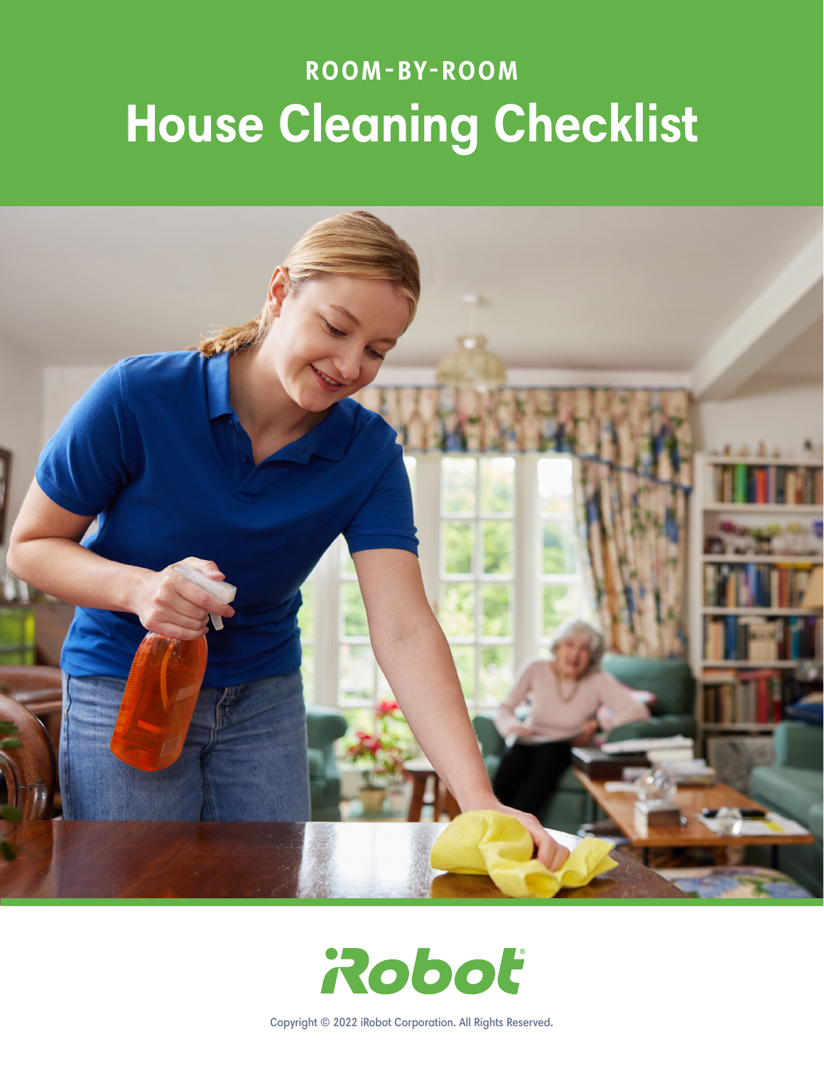ROOM-BY-ROOM

# House Cleaning Checklist

iRobot

Copyright © 2022 iRobot Corporation. All Rights Reserved.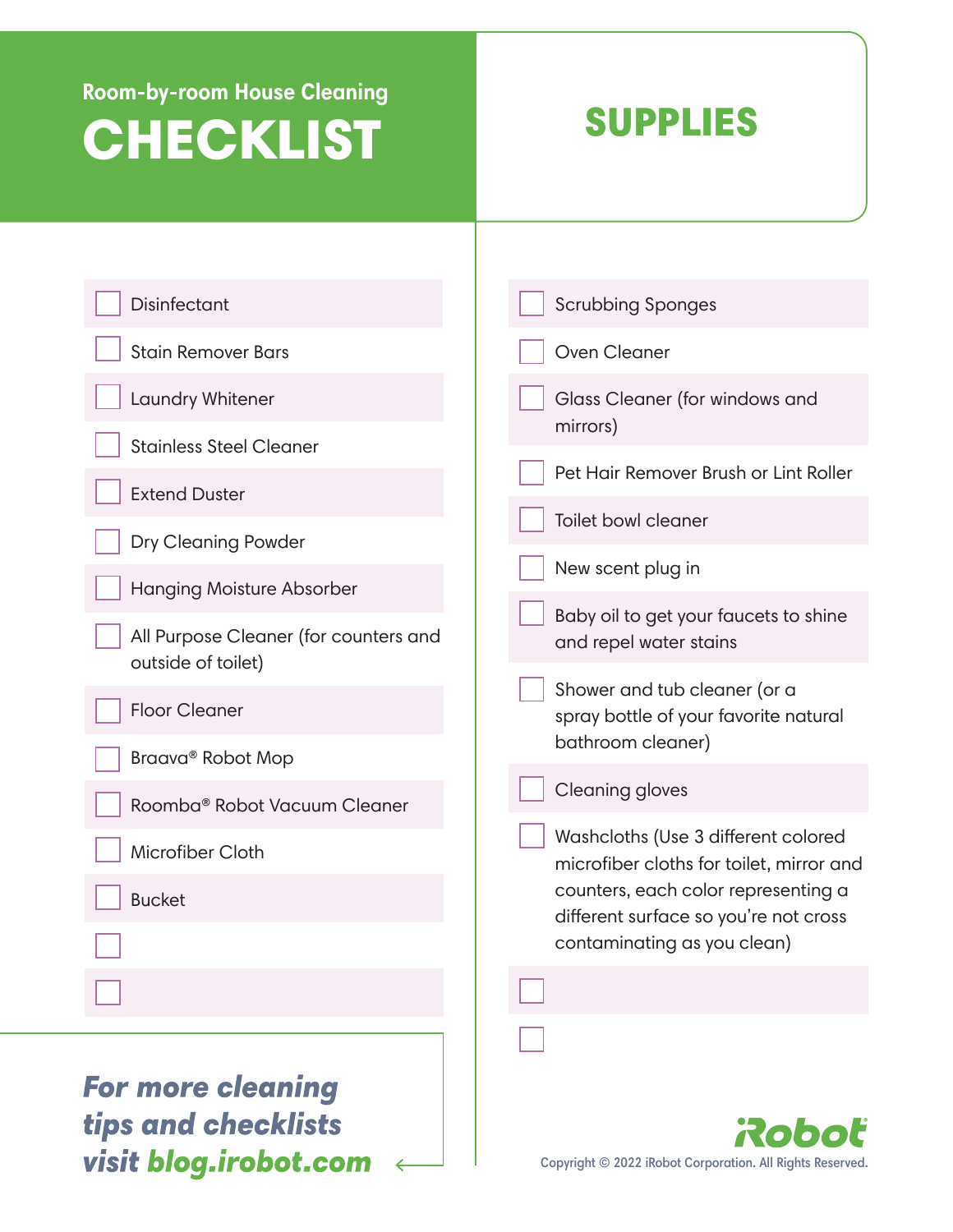Room-by-room House Cleaning

# CHECKLIST

## SUPPLIES

- [ ] Disinfectant
- [ ] Stain Remover Bars
- [ ] Laundry Whitener
- [ ] Stainless Steel Cleaner
- [ ] Extend Duster
- [ ] Dry Cleaning Powder
- [ ] Hanging Moisture Absorber
- [ ] All Purpose Cleaner (for counters and outside of toilet)
- [ ] Floor Cleaner
- [ ] Braava® Robot Mop
- [ ] Roomba® Robot Vacuum Cleaner
- [ ] Microfiber Cloth
- [ ] Bucket
- [ ]
- [ ]
- [ ] Scrubbing Sponges
- [ ] Oven Cleaner
- [ ] Glass Cleaner (for windows and mirrors)
- [ ] Pet Hair Remover Brush or Lint Roller
- [ ] Toilet bowl cleaner
- [ ] New scent plug in
- [ ] Baby oil to get your faucets to shine and repel water stains
- [ ] Shower and tub cleaner (or a spray bottle of your favorite natural bathroom cleaner)
- [ ] Cleaning gloves
- [ ] Washcloths (Use 3 different colored microfiber cloths for toilet, mirror and counters, each color representing a different surface so you're not cross contaminating as you clean)
- [ ]
- [ ]

***For more cleaning tips and checklists visit blog.irobot.com***

iRobot

Copyright © 2022 iRobot Corporation. All Rights Reserved.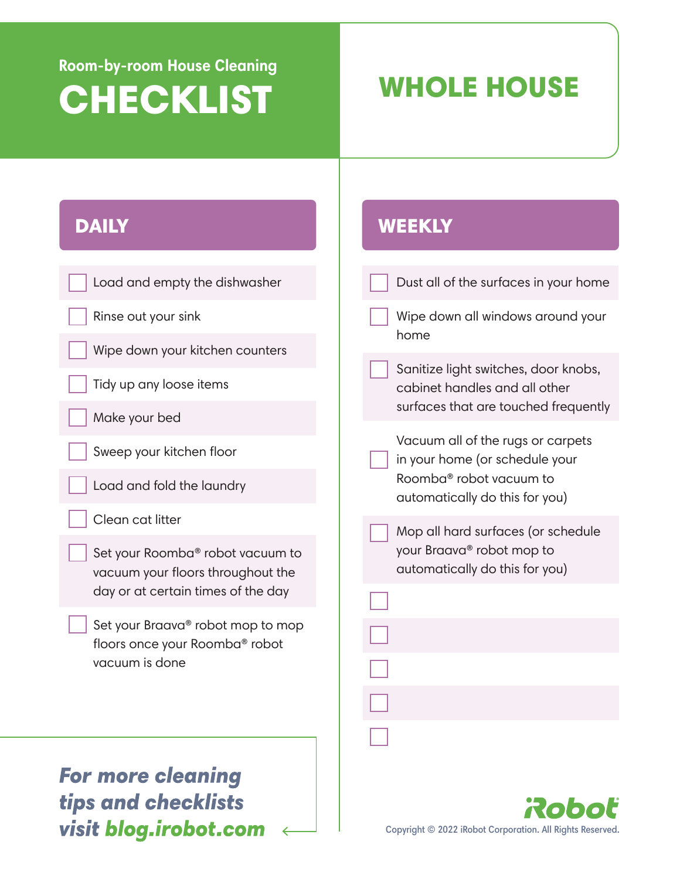Room-by-room House Cleaning

# CHECKLIST

## WHOLE HOUSE

### DAILY

- [ ] Load and empty the dishwasher
- [ ] Rinse out your sink
- [ ] Wipe down your kitchen counters
- [ ] Tidy up any loose items
- [ ] Make your bed
- [ ] Sweep your kitchen floor
- [ ] Load and fold the laundry
- [ ] Clean cat litter
- [ ] Set your Roomba® robot vacuum to vacuum your floors throughout the day or at certain times of the day
- [ ] Set your Braava® robot mop to mop floors once your Roomba® robot vacuum is done

### WEEKLY

- [ ] Dust all of the surfaces in your home
- [ ] Wipe down all windows around your home
- [ ] Sanitize light switches, door knobs, cabinet handles and all other surfaces that are touched frequently
- [ ] Vacuum all of the rugs or carpets in your home (or schedule your Roomba® robot vacuum to automatically do this for you)
- [ ] Mop all hard surfaces (or schedule your Braava® robot mop to automatically do this for you)
- [ ] 
- [ ] 
- [ ] 
- [ ] 
- [ ] 

***For more cleaning tips and checklists visit blog.irobot.com***

iRobot

Copyright © 2022 iRobot Corporation. All Rights Reserved.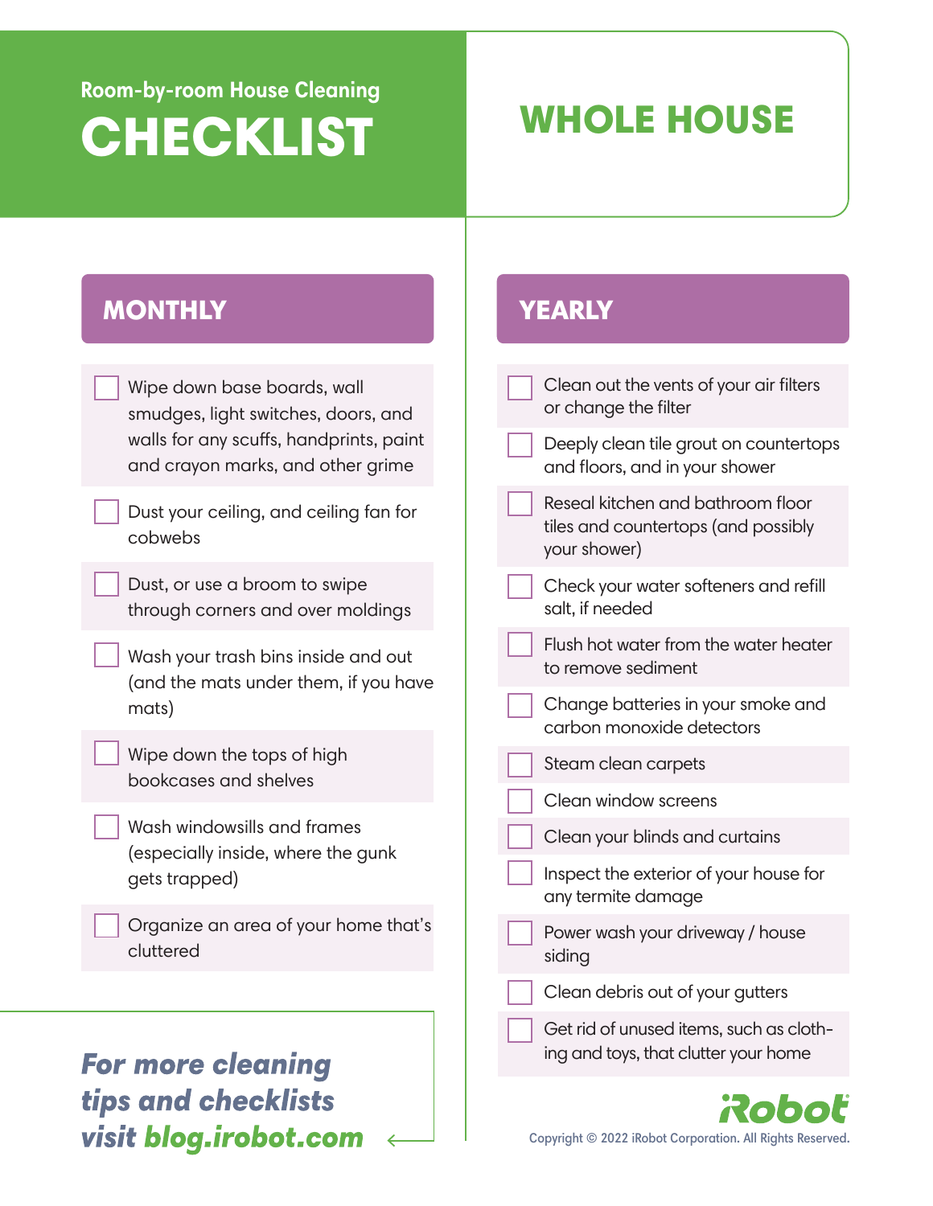Room-by-room House Cleaning

# CHECKLIST

## WHOLE HOUSE

### MONTHLY

- [ ] Wipe down base boards, wall smudges, light switches, doors, and walls for any scuffs, handprints, paint and crayon marks, and other grime
- [ ] Dust your ceiling, and ceiling fan for cobwebs
- [ ] Dust, or use a broom to swipe through corners and over moldings
- [ ] Wash your trash bins inside and out (and the mats under them, if you have mats)
- [ ] Wipe down the tops of high bookcases and shelves
- [ ] Wash windowsills and frames (especially inside, where the gunk gets trapped)
- [ ] Organize an area of your home that's cluttered

### YEARLY

- [ ] Clean out the vents of your air filters or change the filter
- [ ] Deeply clean tile grout on countertops and floors, and in your shower
- [ ] Reseal kitchen and bathroom floor tiles and countertops (and possibly your shower)
- [ ] Check your water softeners and refill salt, if needed
- [ ] Flush hot water from the water heater to remove sediment
- [ ] Change batteries in your smoke and carbon monoxide detectors
- [ ] Steam clean carpets
- [ ] Clean window screens
- [ ] Clean your blinds and curtains
- [ ] Inspect the exterior of your house for any termite damage
- [ ] Power wash your driveway / house siding
- [ ] Clean debris out of your gutters
- [ ] Get rid of unused items, such as clothing and toys, that clutter your home

***For more cleaning tips and checklists visit blog.irobot.com***

iRobot

Copyright © 2022 iRobot Corporation. All Rights Reserved.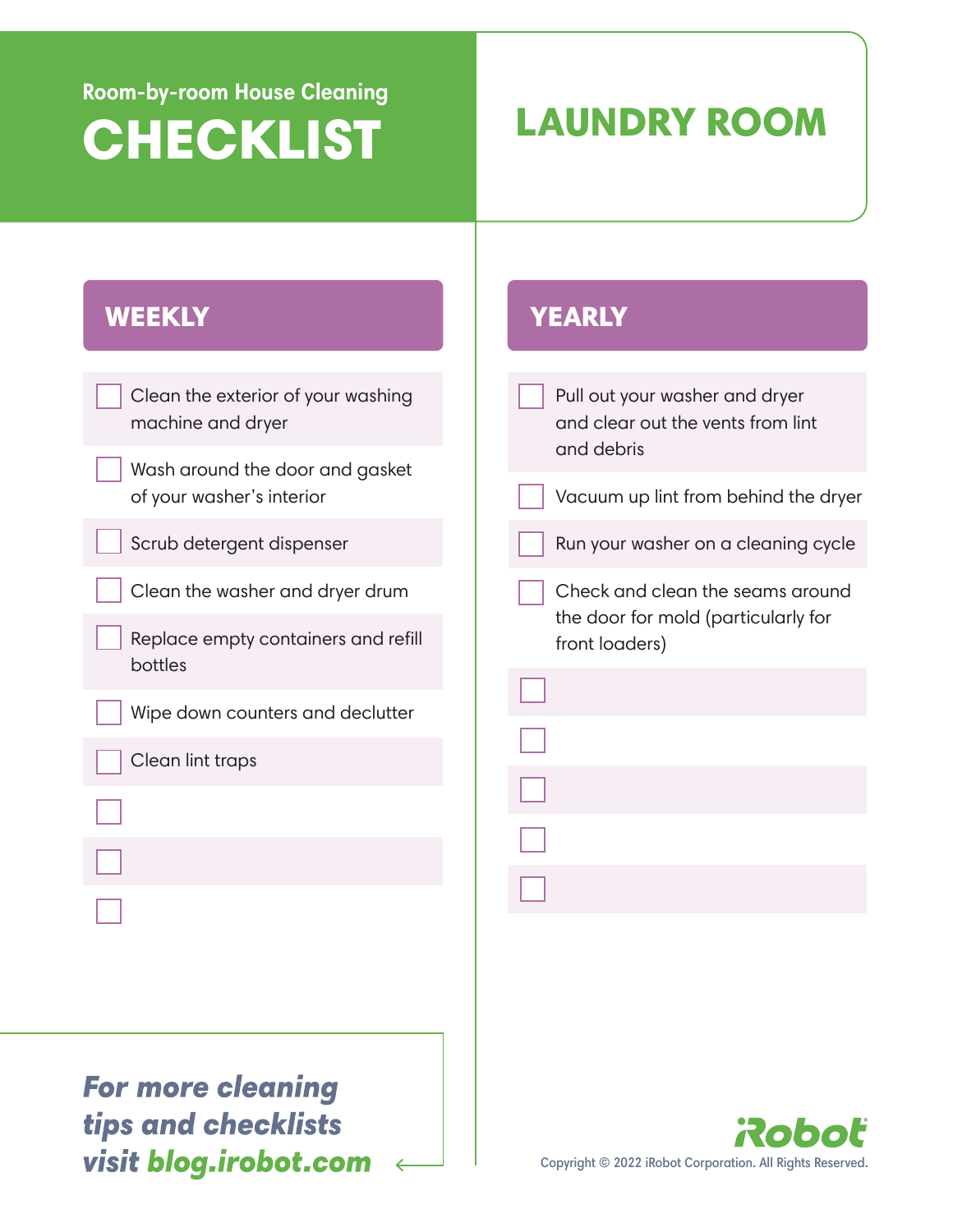Room-by-room House Cleaning

# CHECKLIST

## LAUNDRY ROOM

### WEEKLY

- [ ] Clean the exterior of your washing machine and dryer
- [ ] Wash around the door and gasket of your washer's interior
- [ ] Scrub detergent dispenser
- [ ] Clean the washer and dryer drum
- [ ] Replace empty containers and refill bottles
- [ ] Wipe down counters and declutter
- [ ] Clean lint traps
- [ ] 
- [ ] 
- [ ] 

### YEARLY

- [ ] Pull out your washer and dryer and clear out the vents from lint and debris
- [ ] Vacuum up lint from behind the dryer
- [ ] Run your washer on a cleaning cycle
- [ ] Check and clean the seams around the door for mold (particularly for front loaders)
- [ ] 
- [ ] 
- [ ] 
- [ ] 
- [ ] 

***For more cleaning tips and checklists visit blog.irobot.com***

iRobot

Copyright © 2022 iRobot Corporation. All Rights Reserved.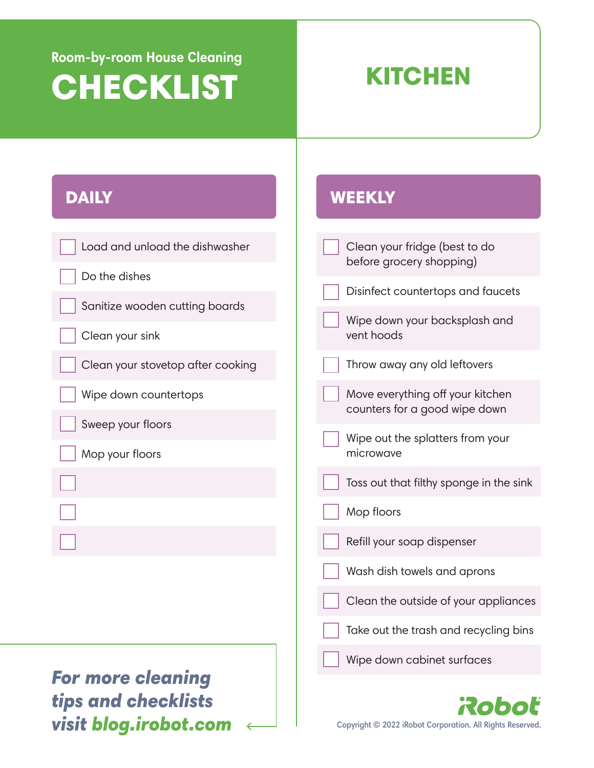Room-by-room House Cleaning

# CHECKLIST

## KITCHEN

### DAILY

- [ ] Load and unload the dishwasher
- [ ] Do the dishes
- [ ] Sanitize wooden cutting boards
- [ ] Clean your sink
- [ ] Clean your stovetop after cooking
- [ ] Wipe down countertops
- [ ] Sweep your floors
- [ ] Mop your floors
- [ ] 
- [ ] 
- [ ] 

### WEEKLY

- [ ] Clean your fridge (best to do before grocery shopping)
- [ ] Disinfect countertops and faucets
- [ ] Wipe down your backsplash and vent hoods
- [ ] Throw away any old leftovers
- [ ] Move everything off your kitchen counters for a good wipe down
- [ ] Wipe out the splatters from your microwave
- [ ] Toss out that filthy sponge in the sink
- [ ] Mop floors
- [ ] Refill your soap dispenser
- [ ] Wash dish towels and aprons
- [ ] Clean the outside of your appliances
- [ ] Take out the trash and recycling bins
- [ ] Wipe down cabinet surfaces

***For more cleaning tips and checklists visit blog.irobot.com***

iRobot

Copyright © 2022 iRobot Corporation. All Rights Reserved.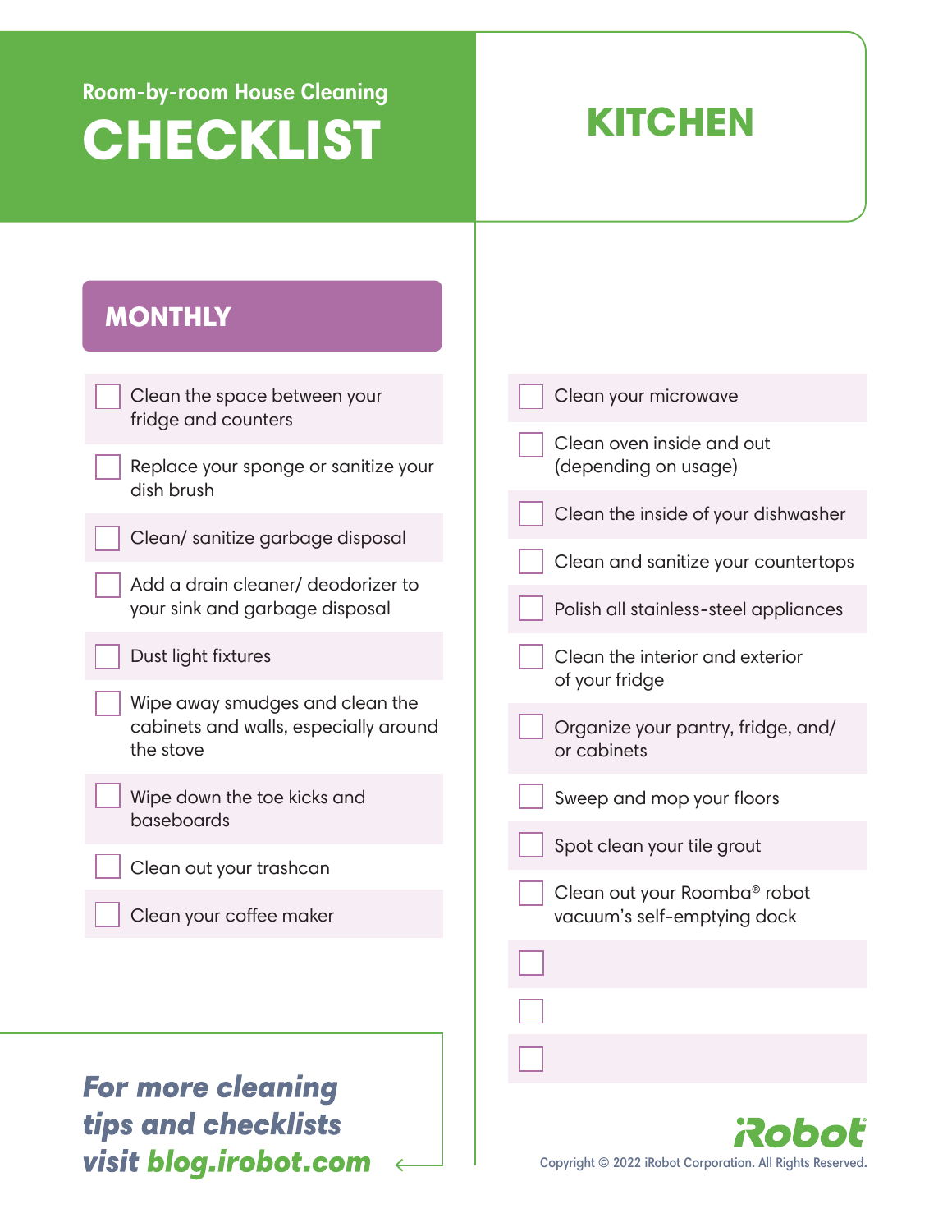Room-by-room House Cleaning

# CHECKLIST

# KITCHEN

## MONTHLY

- [ ] Clean the space between your fridge and counters
- [ ] Replace your sponge or sanitize your dish brush
- [ ] Clean/ sanitize garbage disposal
- [ ] Add a drain cleaner/ deodorizer to your sink and garbage disposal
- [ ] Dust light fixtures
- [ ] Wipe away smudges and clean the cabinets and walls, especially around the stove
- [ ] Wipe down the toe kicks and baseboards
- [ ] Clean out your trashcan
- [ ] Clean your coffee maker
- [ ] Clean your microwave
- [ ] Clean oven inside and out (depending on usage)
- [ ] Clean the inside of your dishwasher
- [ ] Clean and sanitize your countertops
- [ ] Polish all stainless-steel appliances
- [ ] Clean the interior and exterior of your fridge
- [ ] Organize your pantry, fridge, and/ or cabinets
- [ ] Sweep and mop your floors
- [ ] Spot clean your tile grout
- [ ] Clean out your Roomba® robot vacuum's self-emptying dock
- [ ] 
- [ ] 
- [ ] 

***For more cleaning tips and checklists visit blog.irobot.com***

iRobot

Copyright © 2022 iRobot Corporation. All Rights Reserved.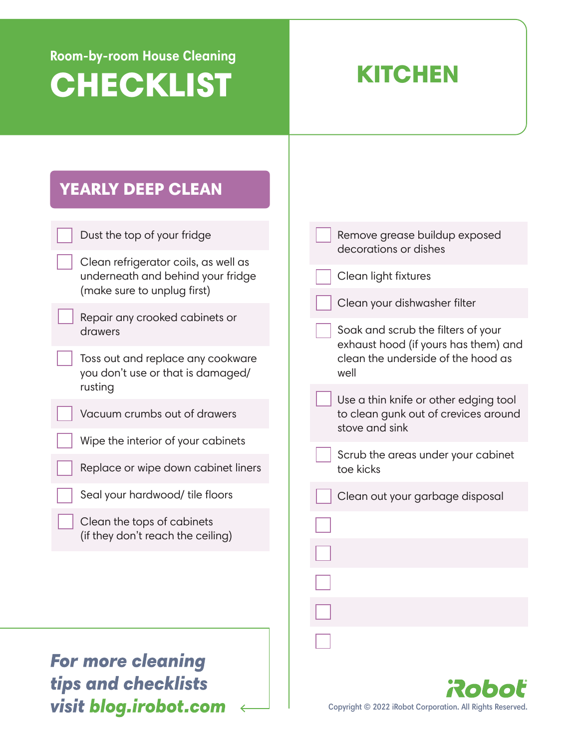Room-by-room House Cleaning

# CHECKLIST

## KITCHEN

### YEARLY DEEP CLEAN

- [ ] Dust the top of your fridge
- [ ] Clean refrigerator coils, as well as underneath and behind your fridge (make sure to unplug first)
- [ ] Repair any crooked cabinets or drawers
- [ ] Toss out and replace any cookware you don't use or that is damaged/ rusting
- [ ] Vacuum crumbs out of drawers
- [ ] Wipe the interior of your cabinets
- [ ] Replace or wipe down cabinet liners
- [ ] Seal your hardwood/ tile floors
- [ ] Clean the tops of cabinets (if they don't reach the ceiling)
- [ ] Remove grease buildup exposed decorations or dishes
- [ ] Clean light fixtures
- [ ] Clean your dishwasher filter
- [ ] Soak and scrub the filters of your exhaust hood (if yours has them) and clean the underside of the hood as well
- [ ] Use a thin knife or other edging tool to clean gunk out of crevices around stove and sink
- [ ] Scrub the areas under your cabinet toe kicks
- [ ] Clean out your garbage disposal
- [ ] 
- [ ] 
- [ ] 
- [ ] 
- [ ] 

***For more cleaning tips and checklists visit blog.irobot.com***

iRobot

Copyright © 2022 iRobot Corporation. All Rights Reserved.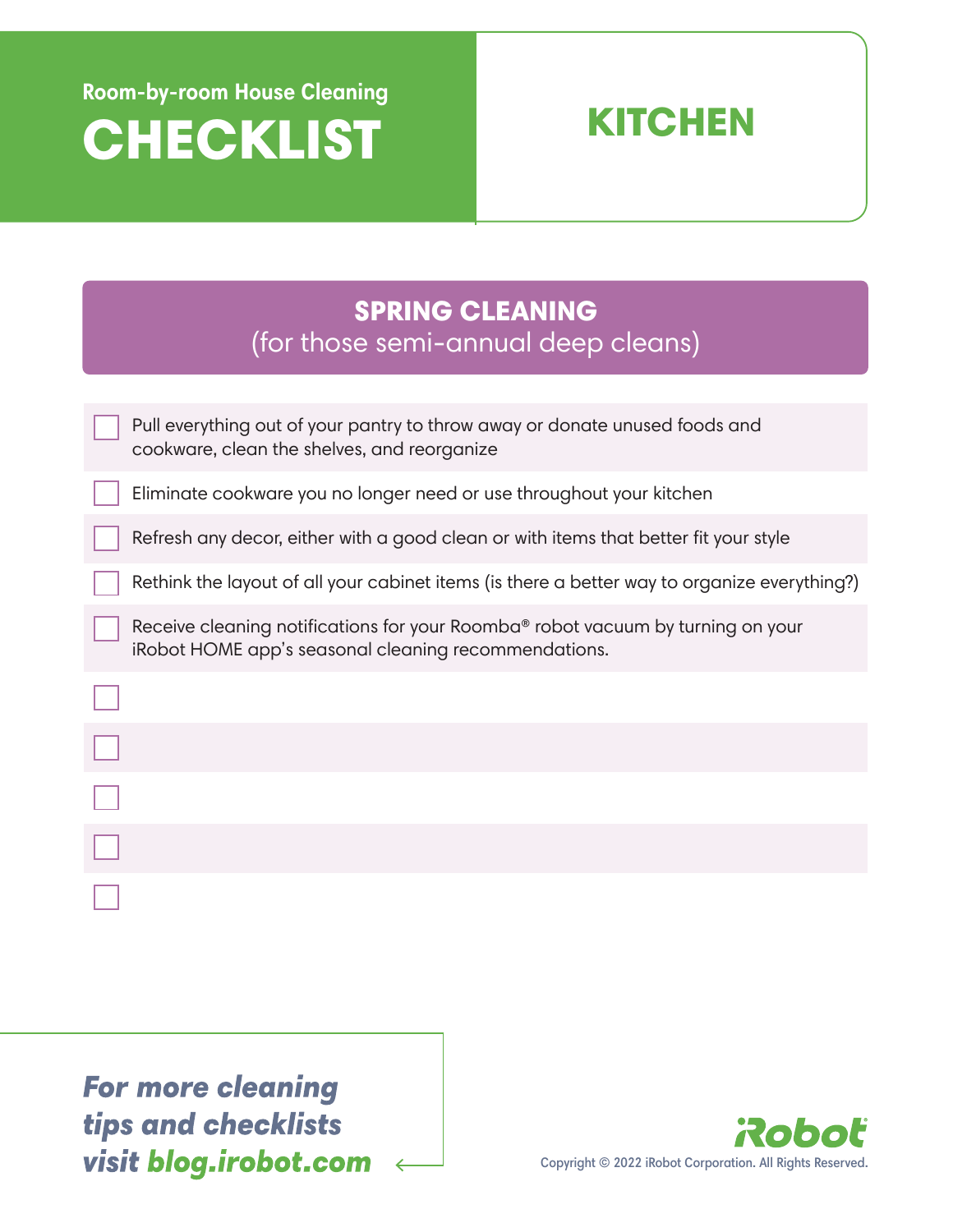Room-by-room House Cleaning

# CHECKLIST

## KITCHEN

### SPRING CLEANING
(for those semi-annual deep cleans)

- [ ] Pull everything out of your pantry to throw away or donate unused foods and cookware, clean the shelves, and reorganize
- [ ] Eliminate cookware you no longer need or use throughout your kitchen
- [ ] Refresh any decor, either with a good clean or with items that better fit your style
- [ ] Rethink the layout of all your cabinet items (is there a better way to organize everything?)
- [ ] Receive cleaning notifications for your Roomba® robot vacuum by turning on your iRobot HOME app's seasonal cleaning recommendations.
- [ ] 
- [ ] 
- [ ] 
- [ ] 
- [ ] 

***For more cleaning tips and checklists visit blog.irobot.com***

iRobot

Copyright © 2022 iRobot Corporation. All Rights Reserved.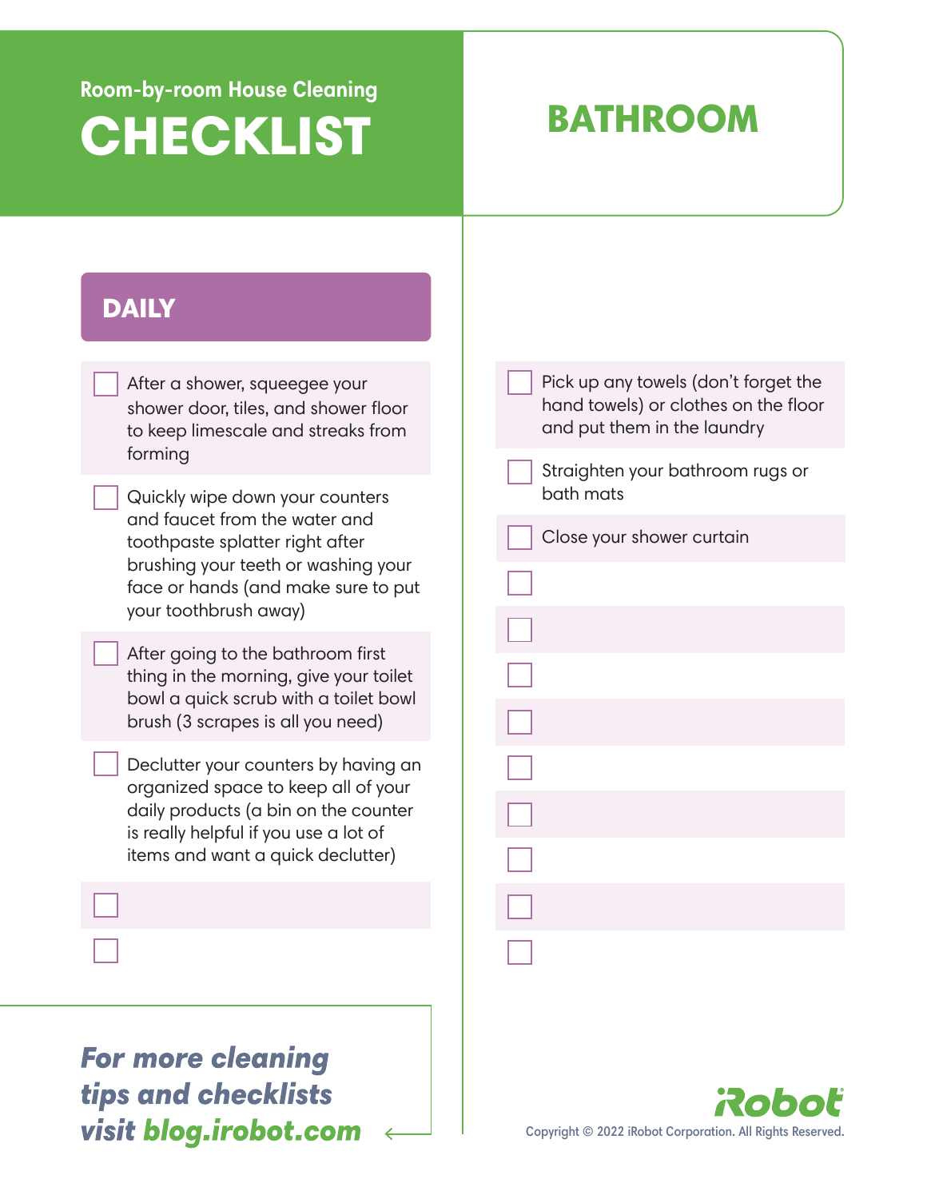Room-by-room House Cleaning

# CHECKLIST

## BATHROOM

### DAILY

- [ ] After a shower, squeegee your shower door, tiles, and shower floor to keep limescale and streaks from forming
- [ ] Quickly wipe down your counters and faucet from the water and toothpaste splatter right after brushing your teeth or washing your face or hands (and make sure to put your toothbrush away)
- [ ] After going to the bathroom first thing in the morning, give your toilet bowl a quick scrub with a toilet bowl brush (3 scrapes is all you need)
- [ ] Declutter your counters by having an organized space to keep all of your daily products (a bin on the counter is really helpful if you use a lot of items and want a quick declutter)
- [ ] 
- [ ] 
- [ ] Pick up any towels (don't forget the hand towels) or clothes on the floor and put them in the laundry
- [ ] Straighten your bathroom rugs or bath mats
- [ ] Close your shower curtain
- [ ] 
- [ ] 
- [ ] 
- [ ] 
- [ ] 
- [ ] 
- [ ] 
- [ ] 
- [ ] 

***For more cleaning tips and checklists visit blog.irobot.com***

iRobot

Copyright © 2022 iRobot Corporation. All Rights Reserved.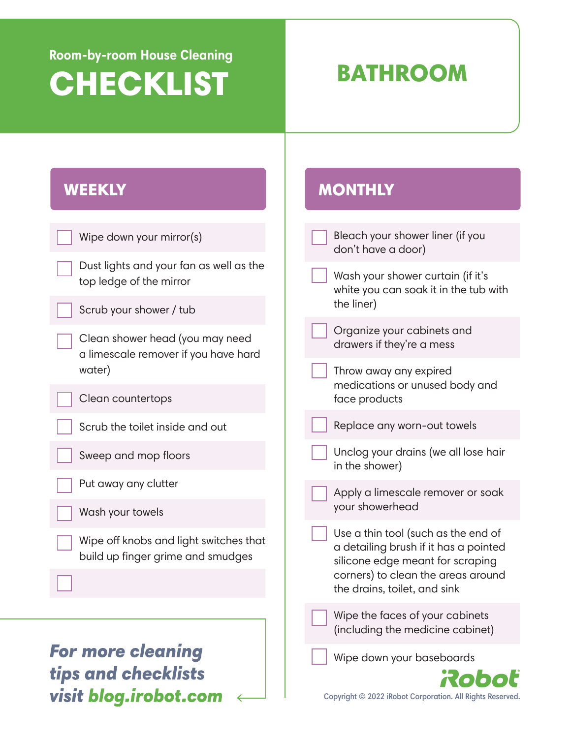Room-by-room House Cleaning

# CHECKLIST

## BATHROOM

### WEEKLY

- [ ] Wipe down your mirror(s)
- [ ] Dust lights and your fan as well as the top ledge of the mirror
- [ ] Scrub your shower / tub
- [ ] Clean shower head (you may need a limescale remover if you have hard water)
- [ ] Clean countertops
- [ ] Scrub the toilet inside and out
- [ ] Sweep and mop floors
- [ ] Put away any clutter
- [ ] Wash your towels
- [ ] Wipe off knobs and light switches that build up finger grime and smudges
- [ ] 

***For more cleaning tips and checklists visit blog.irobot.com***

### MONTHLY

- [ ] Bleach your shower liner (if you don't have a door)
- [ ] Wash your shower curtain (if it's white you can soak it in the tub with the liner)
- [ ] Organize your cabinets and drawers if they're a mess
- [ ] Throw away any expired medications or unused body and face products
- [ ] Replace any worn-out towels
- [ ] Unclog your drains (we all lose hair in the shower)
- [ ] Apply a limescale remover or soak your showerhead
- [ ] Use a thin tool (such as the end of a detailing brush if it has a pointed silicone edge meant for scraping corners) to clean the areas around the drains, toilet, and sink
- [ ] Wipe the faces of your cabinets (including the medicine cabinet)
- [ ] Wipe down your baseboards

iRobot

Copyright © 2022 iRobot Corporation. All Rights Reserved.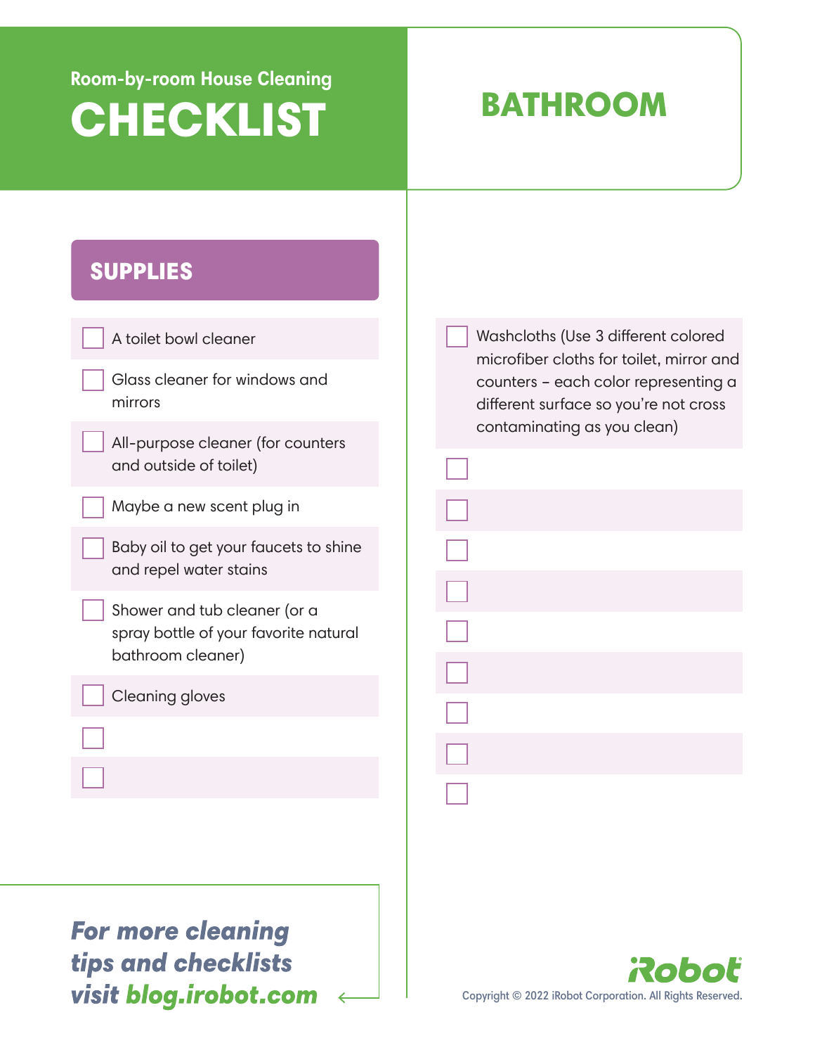Room-by-room House Cleaning

# CHECKLIST

## BATHROOM

### SUPPLIES

- [ ] A toilet bowl cleaner
- [ ] Glass cleaner for windows and mirrors
- [ ] All-purpose cleaner (for counters and outside of toilet)
- [ ] Maybe a new scent plug in
- [ ] Baby oil to get your faucets to shine and repel water stains
- [ ] Shower and tub cleaner (or a spray bottle of your favorite natural bathroom cleaner)
- [ ] Cleaning gloves
- [ ] 
- [ ] 
- [ ] Washcloths (Use 3 different colored microfiber cloths for toilet, mirror and counters – each color representing a different surface so you're not cross contaminating as you clean)
- [ ] 
- [ ] 
- [ ] 
- [ ] 
- [ ] 
- [ ] 
- [ ] 
- [ ] 
- [ ] 

***For more cleaning tips and checklists visit blog.irobot.com***

iRobot

Copyright © 2022 iRobot Corporation. All Rights Reserved.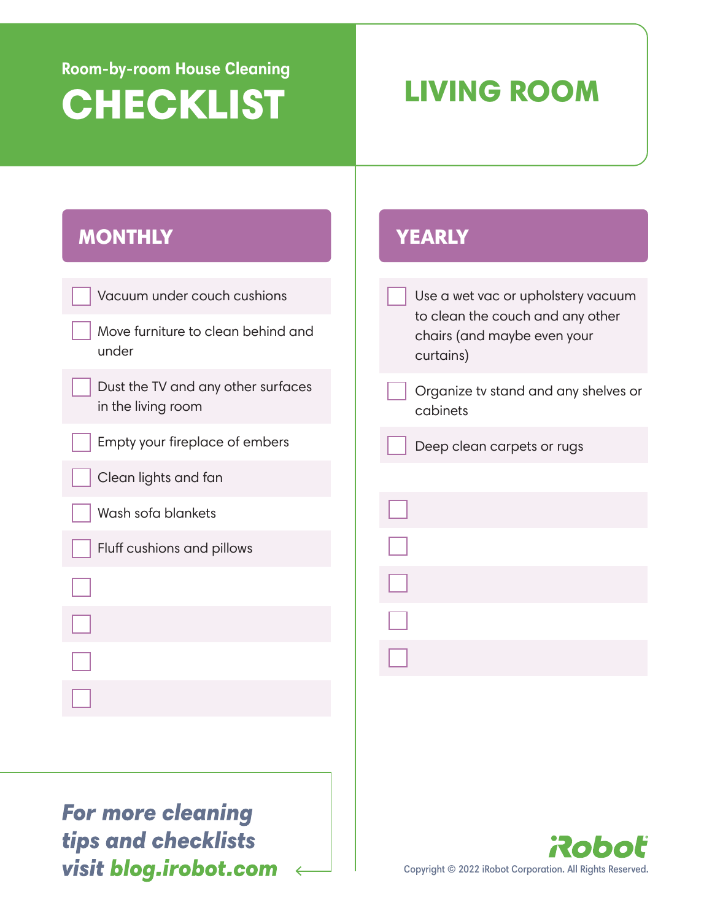Room-by-room House Cleaning

# CHECKLIST

## LIVING ROOM

### MONTHLY

- [ ] Vacuum under couch cushions
- [ ] Move furniture to clean behind and under
- [ ] Dust the TV and any other surfaces in the living room
- [ ] Empty your fireplace of embers
- [ ] Clean lights and fan
- [ ] Wash sofa blankets
- [ ] Fluff cushions and pillows
- [ ] 
- [ ] 
- [ ] 
- [ ] 

### YEARLY

- [ ] Use a wet vac or upholstery vacuum to clean the couch and any other chairs (and maybe even your curtains)
- [ ] Organize tv stand and any shelves or cabinets
- [ ] Deep clean carpets or rugs
- [ ] 
- [ ] 
- [ ] 
- [ ] 
- [ ] 

***For more cleaning tips and checklists visit blog.irobot.com***

iRobot

Copyright © 2022 iRobot Corporation. All Rights Reserved.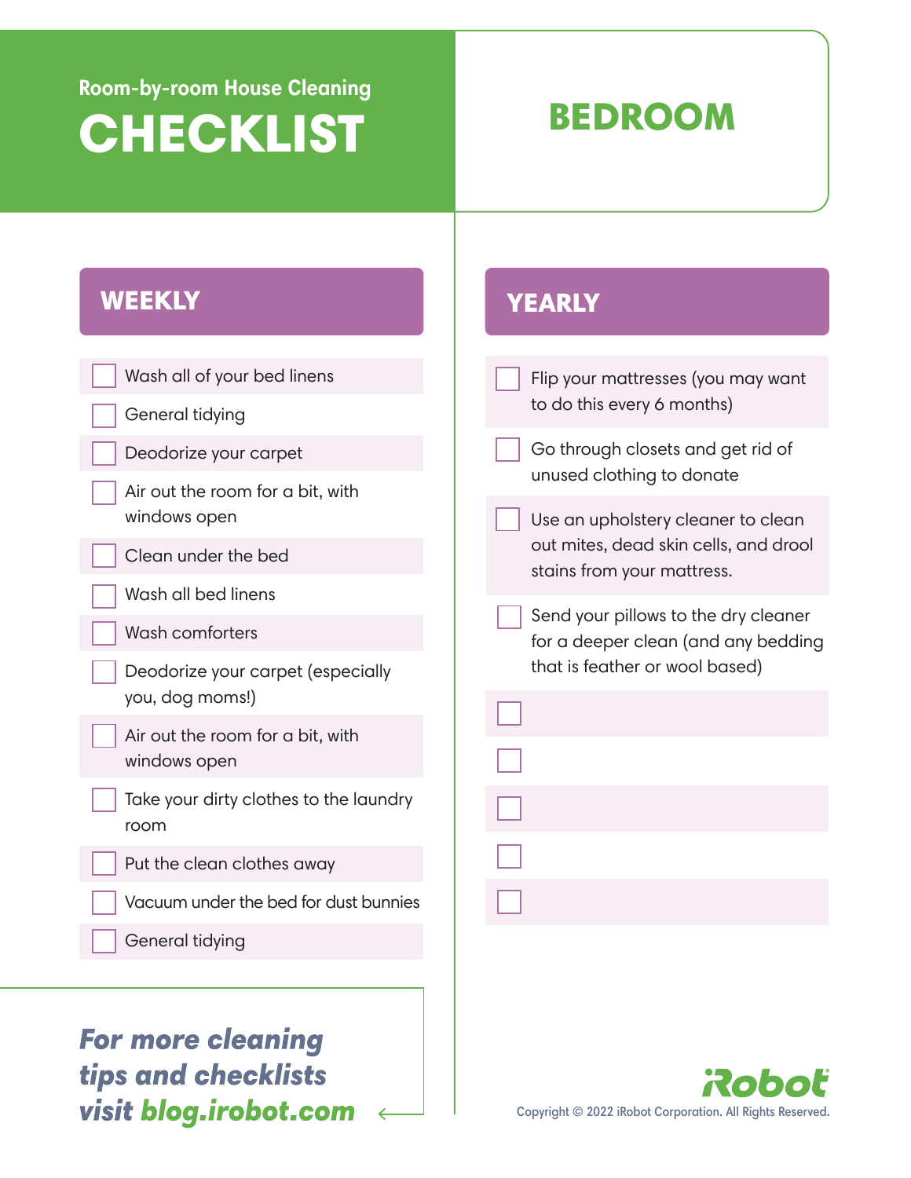Room-by-room House Cleaning

# CHECKLIST

## BEDROOM

### WEEKLY

- [ ] Wash all of your bed linens
- [ ] General tidying
- [ ] Deodorize your carpet
- [ ] Air out the room for a bit, with windows open
- [ ] Clean under the bed
- [ ] Wash all bed linens
- [ ] Wash comforters
- [ ] Deodorize your carpet (especially you, dog moms!)
- [ ] Air out the room for a bit, with windows open
- [ ] Take your dirty clothes to the laundry room
- [ ] Put the clean clothes away
- [ ] Vacuum under the bed for dust bunnies
- [ ] General tidying

### YEARLY

- [ ] Flip your mattresses (you may want to do this every 6 months)
- [ ] Go through closets and get rid of unused clothing to donate
- [ ] Use an upholstery cleaner to clean out mites, dead skin cells, and drool stains from your mattress.
- [ ] Send your pillows to the dry cleaner for a deeper clean (and any bedding that is feather or wool based)
- [ ] 
- [ ] 
- [ ] 
- [ ] 
- [ ] 

***For more cleaning tips and checklists visit blog.irobot.com***

iRobot

Copyright © 2022 iRobot Corporation. All Rights Reserved.